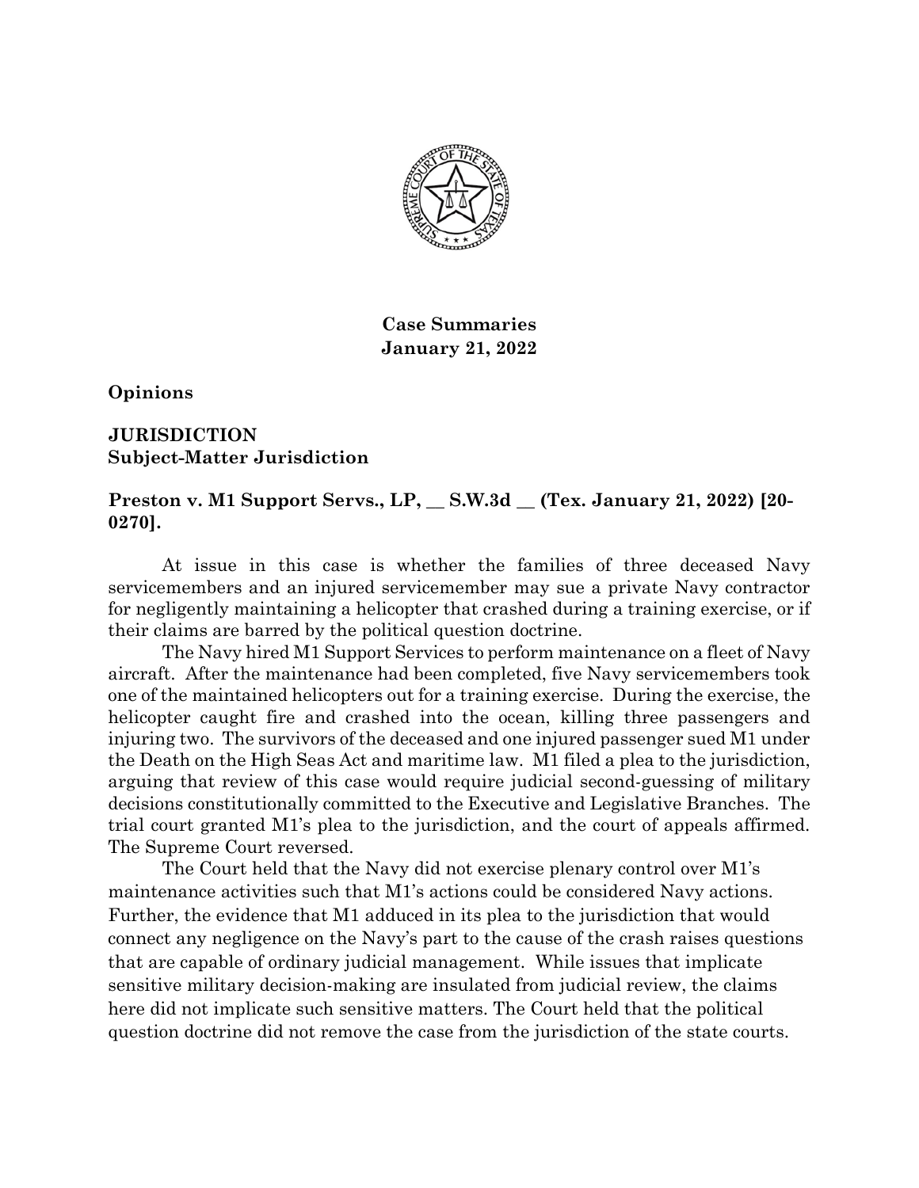**Case Summaries**
**January 21, 2022**

## Opinions

### JURISDICTION
**Subject-Matter Jurisdiction**

**Preston v. M1 Support Servs., LP, __ S.W.3d __ (Tex. January 21, 2022) [20-0270].**

At issue in this case is whether the families of three deceased Navy servicemembers and an injured servicemember may sue a private Navy contractor for negligently maintaining a helicopter that crashed during a training exercise, or if their claims are barred by the political question doctrine.

The Navy hired M1 Support Services to perform maintenance on a fleet of Navy aircraft. After the maintenance had been completed, five Navy servicemembers took one of the maintained helicopters out for a training exercise. During the exercise, the helicopter caught fire and crashed into the ocean, killing three passengers and injuring two. The survivors of the deceased and one injured passenger sued M1 under the Death on the High Seas Act and maritime law. M1 filed a plea to the jurisdiction, arguing that review of this case would require judicial second-guessing of military decisions constitutionally committed to the Executive and Legislative Branches. The trial court granted M1's plea to the jurisdiction, and the court of appeals affirmed. The Supreme Court reversed.

The Court held that the Navy did not exercise plenary control over M1's maintenance activities such that M1's actions could be considered Navy actions. Further, the evidence that M1 adduced in its plea to the jurisdiction that would connect any negligence on the Navy's part to the cause of the crash raises questions that are capable of ordinary judicial management. While issues that implicate sensitive military decision-making are insulated from judicial review, the claims here did not implicate such sensitive matters. The Court held that the political question doctrine did not remove the case from the jurisdiction of the state courts.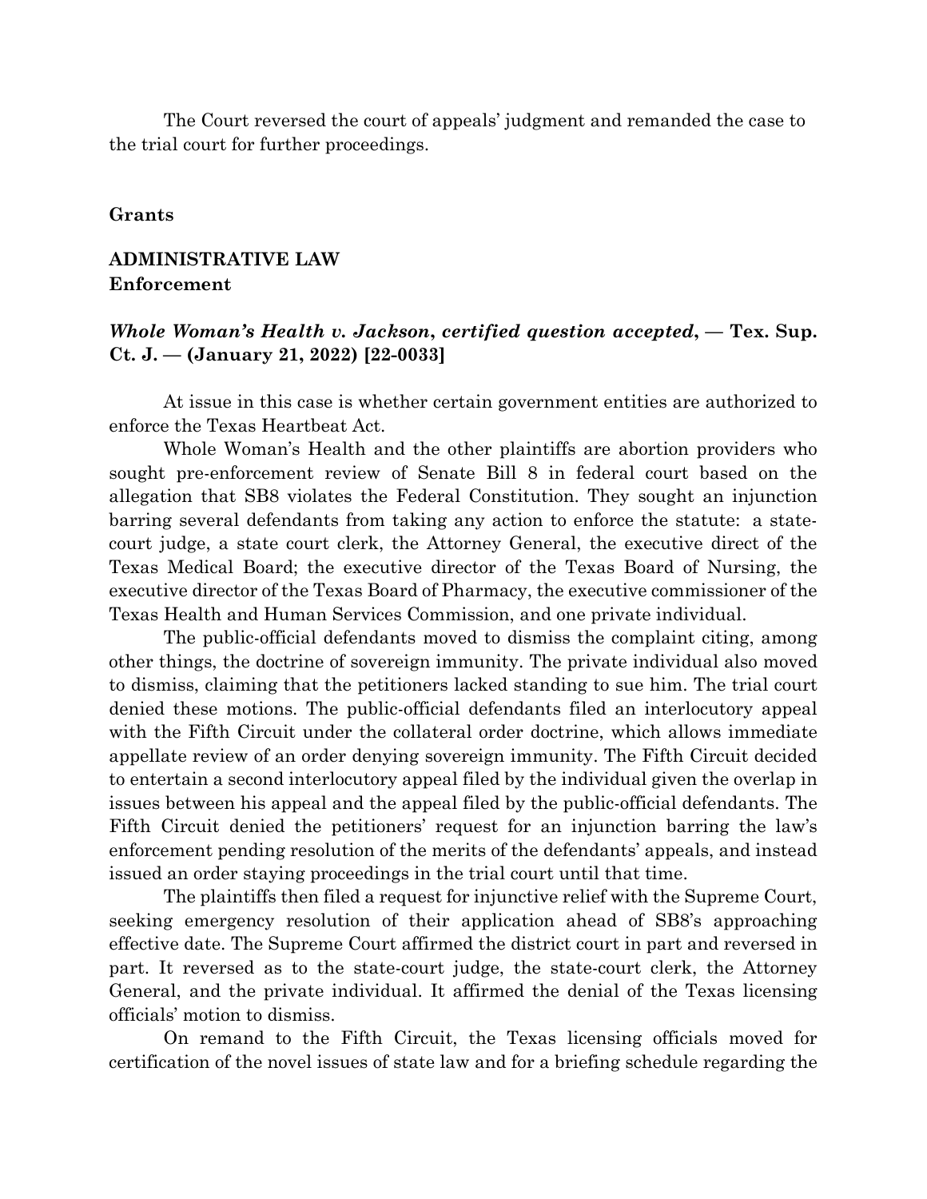The Court reversed the court of appeals' judgment and remanded the case to the trial court for further proceedings.

**Grants**

**ADMINISTRATIVE LAW**
**Enforcement**

***Whole Woman's Health v. Jackson*, *certified question accepted*, — Tex. Sup. Ct. J. — (January 21, 2022) [22-0033]**

At issue in this case is whether certain government entities are authorized to enforce the Texas Heartbeat Act.

Whole Woman's Health and the other plaintiffs are abortion providers who sought pre-enforcement review of Senate Bill 8 in federal court based on the allegation that SB8 violates the Federal Constitution. They sought an injunction barring several defendants from taking any action to enforce the statute: a state-court judge, a state court clerk, the Attorney General, the executive direct of the Texas Medical Board; the executive director of the Texas Board of Nursing, the executive director of the Texas Board of Pharmacy, the executive commissioner of the Texas Health and Human Services Commission, and one private individual.

The public-official defendants moved to dismiss the complaint citing, among other things, the doctrine of sovereign immunity. The private individual also moved to dismiss, claiming that the petitioners lacked standing to sue him. The trial court denied these motions. The public-official defendants filed an interlocutory appeal with the Fifth Circuit under the collateral order doctrine, which allows immediate appellate review of an order denying sovereign immunity. The Fifth Circuit decided to entertain a second interlocutory appeal filed by the individual given the overlap in issues between his appeal and the appeal filed by the public-official defendants. The Fifth Circuit denied the petitioners' request for an injunction barring the law's enforcement pending resolution of the merits of the defendants' appeals, and instead issued an order staying proceedings in the trial court until that time.

The plaintiffs then filed a request for injunctive relief with the Supreme Court, seeking emergency resolution of their application ahead of SB8's approaching effective date. The Supreme Court affirmed the district court in part and reversed in part. It reversed as to the state-court judge, the state-court clerk, the Attorney General, and the private individual. It affirmed the denial of the Texas licensing officials' motion to dismiss.

On remand to the Fifth Circuit, the Texas licensing officials moved for certification of the novel issues of state law and for a briefing schedule regarding the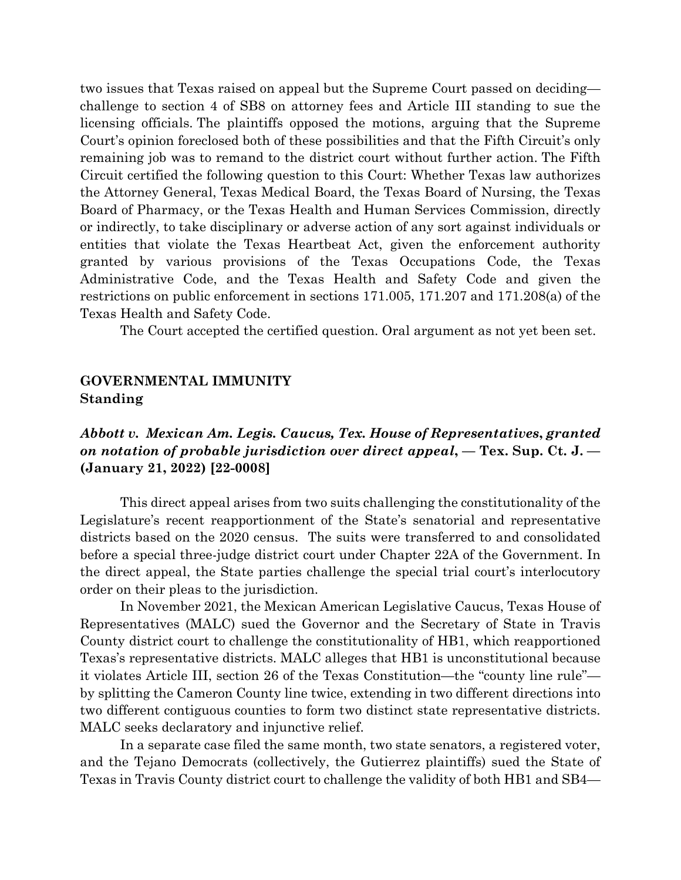two issues that Texas raised on appeal but the Supreme Court passed on deciding—challenge to section 4 of SB8 on attorney fees and Article III standing to sue the licensing officials. The plaintiffs opposed the motions, arguing that the Supreme Court's opinion foreclosed both of these possibilities and that the Fifth Circuit's only remaining job was to remand to the district court without further action. The Fifth Circuit certified the following question to this Court: Whether Texas law authorizes the Attorney General, Texas Medical Board, the Texas Board of Nursing, the Texas Board of Pharmacy, or the Texas Health and Human Services Commission, directly or indirectly, to take disciplinary or adverse action of any sort against individuals or entities that violate the Texas Heartbeat Act, given the enforcement authority granted by various provisions of the Texas Occupations Code, the Texas Administrative Code, and the Texas Health and Safety Code and given the restrictions on public enforcement in sections 171.005, 171.207 and 171.208(a) of the Texas Health and Safety Code.

The Court accepted the certified question. Oral argument as not yet been set.

**GOVERNMENTAL IMMUNITY**
**Standing**

### ***Abbott v. Mexican Am. Legis. Caucus, Tex. House of Representatives, granted on notation of probable jurisdiction over direct appeal,* — Tex. Sup. Ct. J. — (January 21, 2022) [22-0008]**

This direct appeal arises from two suits challenging the constitutionality of the Legislature's recent reapportionment of the State's senatorial and representative districts based on the 2020 census. The suits were transferred to and consolidated before a special three-judge district court under Chapter 22A of the Government. In the direct appeal, the State parties challenge the special trial court's interlocutory order on their pleas to the jurisdiction.

In November 2021, the Mexican American Legislative Caucus, Texas House of Representatives (MALC) sued the Governor and the Secretary of State in Travis County district court to challenge the constitutionality of HB1, which reapportioned Texas's representative districts. MALC alleges that HB1 is unconstitutional because it violates Article III, section 26 of the Texas Constitution—the "county line rule"—by splitting the Cameron County line twice, extending in two different directions into two different contiguous counties to form two distinct state representative districts. MALC seeks declaratory and injunctive relief.

In a separate case filed the same month, two state senators, a registered voter, and the Tejano Democrats (collectively, the Gutierrez plaintiffs) sued the State of Texas in Travis County district court to challenge the validity of both HB1 and SB4—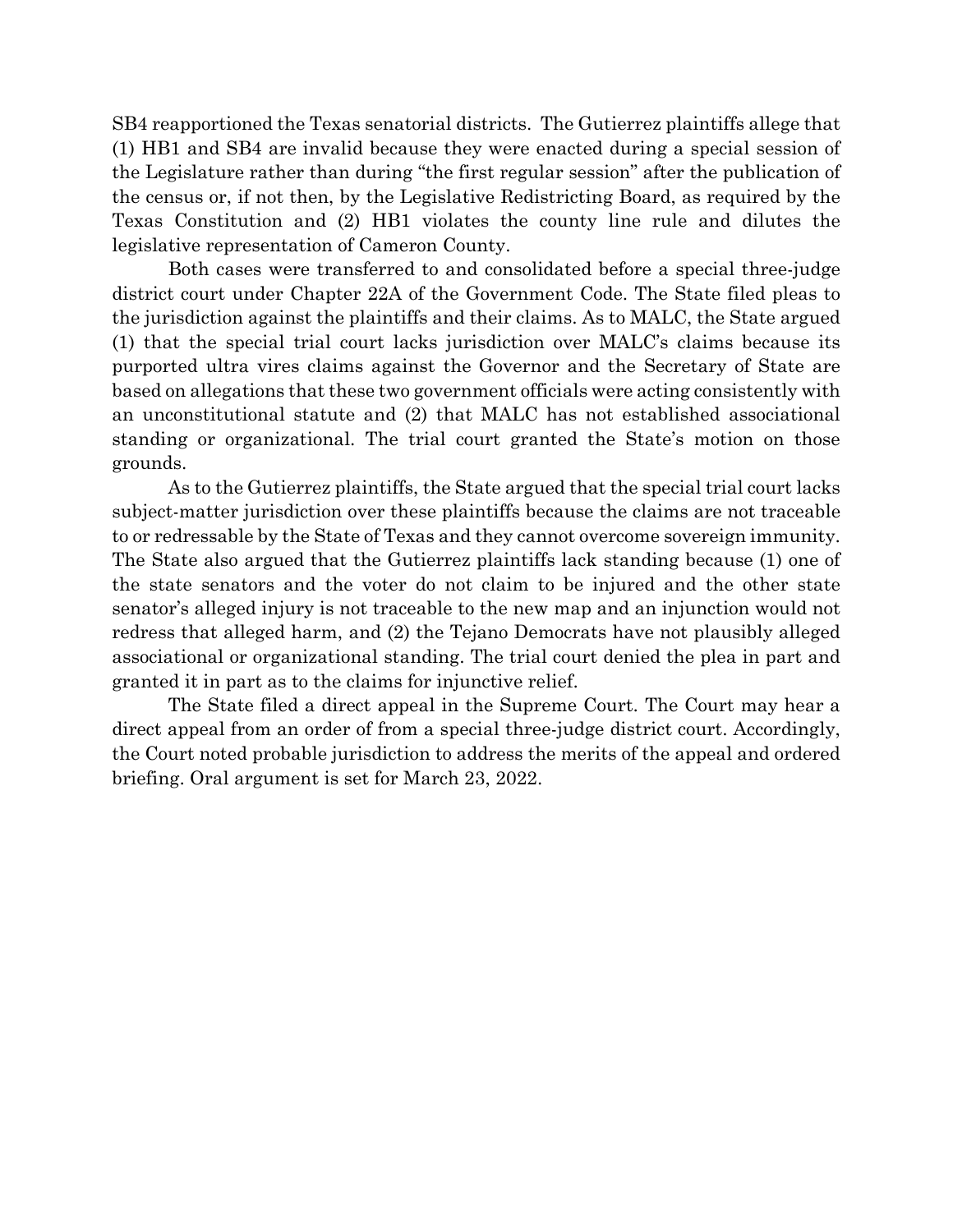SB4 reapportioned the Texas senatorial districts. The Gutierrez plaintiffs allege that (1) HB1 and SB4 are invalid because they were enacted during a special session of the Legislature rather than during "the first regular session" after the publication of the census or, if not then, by the Legislative Redistricting Board, as required by the Texas Constitution and (2) HB1 violates the county line rule and dilutes the legislative representation of Cameron County.

Both cases were transferred to and consolidated before a special three-judge district court under Chapter 22A of the Government Code. The State filed pleas to the jurisdiction against the plaintiffs and their claims. As to MALC, the State argued (1) that the special trial court lacks jurisdiction over MALC's claims because its purported ultra vires claims against the Governor and the Secretary of State are based on allegations that these two government officials were acting consistently with an unconstitutional statute and (2) that MALC has not established associational standing or organizational. The trial court granted the State's motion on those grounds.

As to the Gutierrez plaintiffs, the State argued that the special trial court lacks subject-matter jurisdiction over these plaintiffs because the claims are not traceable to or redressable by the State of Texas and they cannot overcome sovereign immunity. The State also argued that the Gutierrez plaintiffs lack standing because (1) one of the state senators and the voter do not claim to be injured and the other state senator's alleged injury is not traceable to the new map and an injunction would not redress that alleged harm, and (2) the Tejano Democrats have not plausibly alleged associational or organizational standing. The trial court denied the plea in part and granted it in part as to the claims for injunctive relief.

The State filed a direct appeal in the Supreme Court. The Court may hear a direct appeal from an order of from a special three-judge district court. Accordingly, the Court noted probable jurisdiction to address the merits of the appeal and ordered briefing. Oral argument is set for March 23, 2022.